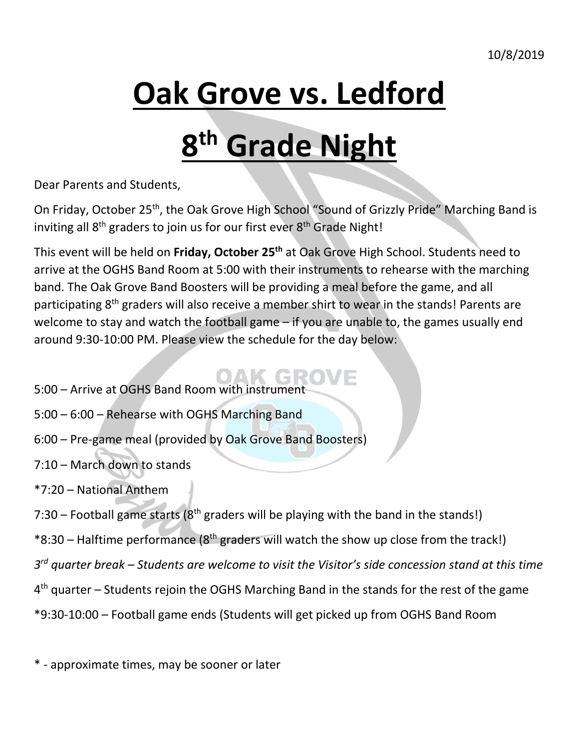10/8/2019

# Oak Grove vs. Ledford

# 8th Grade Night

Dear Parents and Students,

On Friday, October 25th, the Oak Grove High School "Sound of Grizzly Pride" Marching Band is inviting all 8th graders to join us for our first ever 8th Grade Night!

This event will be held on **Friday, October 25th** at Oak Grove High School. Students need to arrive at the OGHS Band Room at 5:00 with their instruments to rehearse with the marching band. The Oak Grove Band Boosters will be providing a meal before the game, and all participating 8th graders will also receive a member shirt to wear in the stands! Parents are welcome to stay and watch the football game – if you are unable to, the games usually end around 9:30-10:00 PM. Please view the schedule for the day below:

5:00 – Arrive at OGHS Band Room with instrument

5:00 – 6:00 – Rehearse with OGHS Marching Band

6:00 – Pre-game meal (provided by Oak Grove Band Boosters)

7:10 – March down to stands

*7:20 – National Anthem

7:30 – Football game starts (8th graders will be playing with the band in the stands!)

*8:30 – Halftime performance (8th graders will watch the show up close from the track!)

*3rd quarter break – Students are welcome to visit the Visitor's side concession stand at this time*

4th quarter – Students rejoin the OGHS Marching Band in the stands for the rest of the game

*9:30-10:00 – Football game ends (Students will get picked up from OGHS Band Room

* - approximate times, may be sooner or later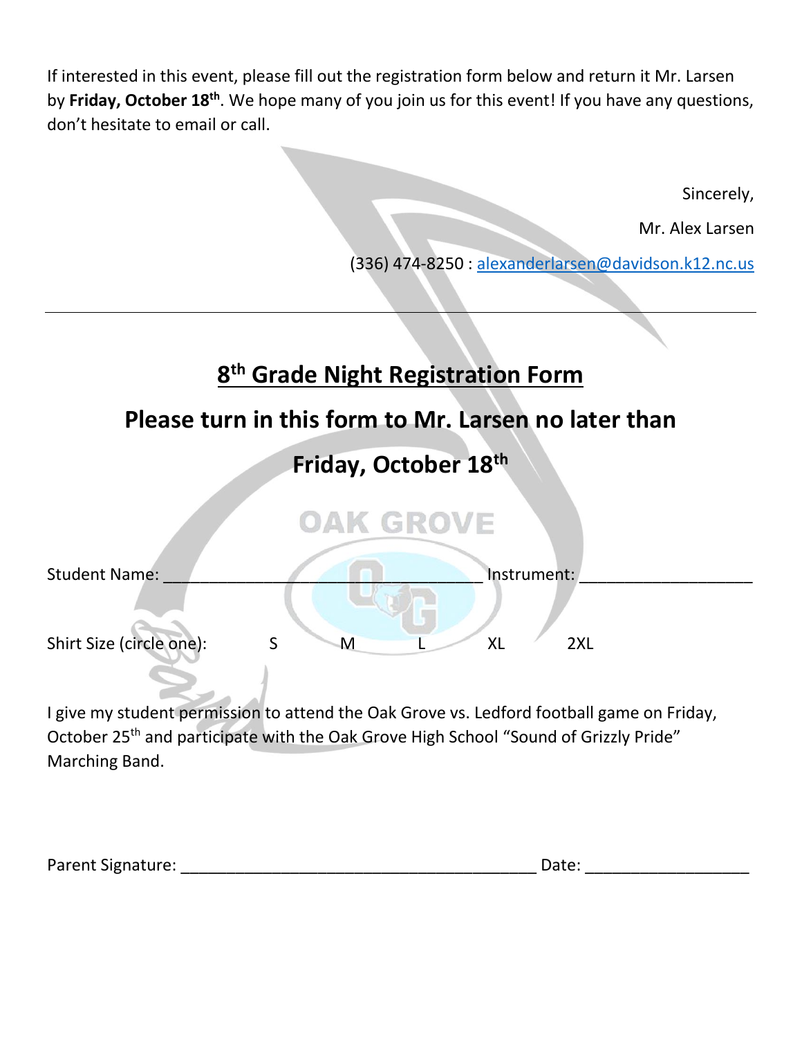If interested in this event, please fill out the registration form below and return it Mr. Larsen by **Friday, October 18th**. We hope many of you join us for this event! If you have any questions, don't hesitate to email or call.

Sincerely,

Mr. Alex Larsen

(336) 474-8250 : alexanderlarsen@davidson.k12.nc.us

---

## 8th Grade Night Registration Form

## Please turn in this form to Mr. Larsen no later than Friday, October 18th

Student Name: ______________________________ Instrument: ____________________

Shirt Size (circle one): S M L XL 2XL

I give my student permission to attend the Oak Grove vs. Ledford football game on Friday, October 25th and participate with the Oak Grove High School "Sound of Grizzly Pride" Marching Band.

Parent Signature: ________________________________________ Date: __________________